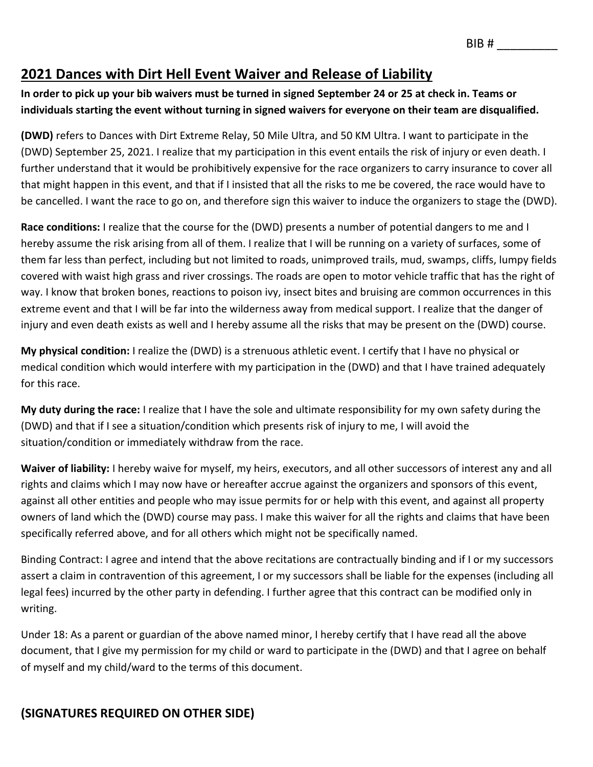BIB # _________

## 2021 Dances with Dirt Hell Event Waiver and Release of Liability

**In order to pick up your bib waivers must be turned in signed September 24 or 25 at check in. Teams or individuals starting the event without turning in signed waivers for everyone on their team are disqualified.**

**(DWD)** refers to Dances with Dirt Extreme Relay, 50 Mile Ultra, and 50 KM Ultra. I want to participate in the (DWD) September 25, 2021. I realize that my participation in this event entails the risk of injury or even death. I further understand that it would be prohibitively expensive for the race organizers to carry insurance to cover all that might happen in this event, and that if I insisted that all the risks to me be covered, the race would have to be cancelled. I want the race to go on, and therefore sign this waiver to induce the organizers to stage the (DWD).

**Race conditions:** I realize that the course for the (DWD) presents a number of potential dangers to me and I hereby assume the risk arising from all of them. I realize that I will be running on a variety of surfaces, some of them far less than perfect, including but not limited to roads, unimproved trails, mud, swamps, cliffs, lumpy fields covered with waist high grass and river crossings. The roads are open to motor vehicle traffic that has the right of way. I know that broken bones, reactions to poison ivy, insect bites and bruising are common occurrences in this extreme event and that I will be far into the wilderness away from medical support. I realize that the danger of injury and even death exists as well and I hereby assume all the risks that may be present on the (DWD) course.

**My physical condition:** I realize the (DWD) is a strenuous athletic event. I certify that I have no physical or medical condition which would interfere with my participation in the (DWD) and that I have trained adequately for this race.

**My duty during the race:** I realize that I have the sole and ultimate responsibility for my own safety during the (DWD) and that if I see a situation/condition which presents risk of injury to me, I will avoid the situation/condition or immediately withdraw from the race.

**Waiver of liability:** I hereby waive for myself, my heirs, executors, and all other successors of interest any and all rights and claims which I may now have or hereafter accrue against the organizers and sponsors of this event, against all other entities and people who may issue permits for or help with this event, and against all property owners of land which the (DWD) course may pass. I make this waiver for all the rights and claims that have been specifically referred above, and for all others which might not be specifically named.

Binding Contract: I agree and intend that the above recitations are contractually binding and if I or my successors assert a claim in contravention of this agreement, I or my successors shall be liable for the expenses (including all legal fees) incurred by the other party in defending. I further agree that this contract can be modified only in writing.

Under 18: As a parent or guardian of the above named minor, I hereby certify that I have read all the above document, that I give my permission for my child or ward to participate in the (DWD) and that I agree on behalf of myself and my child/ward to the terms of this document.

### (SIGNATURES REQUIRED ON OTHER SIDE)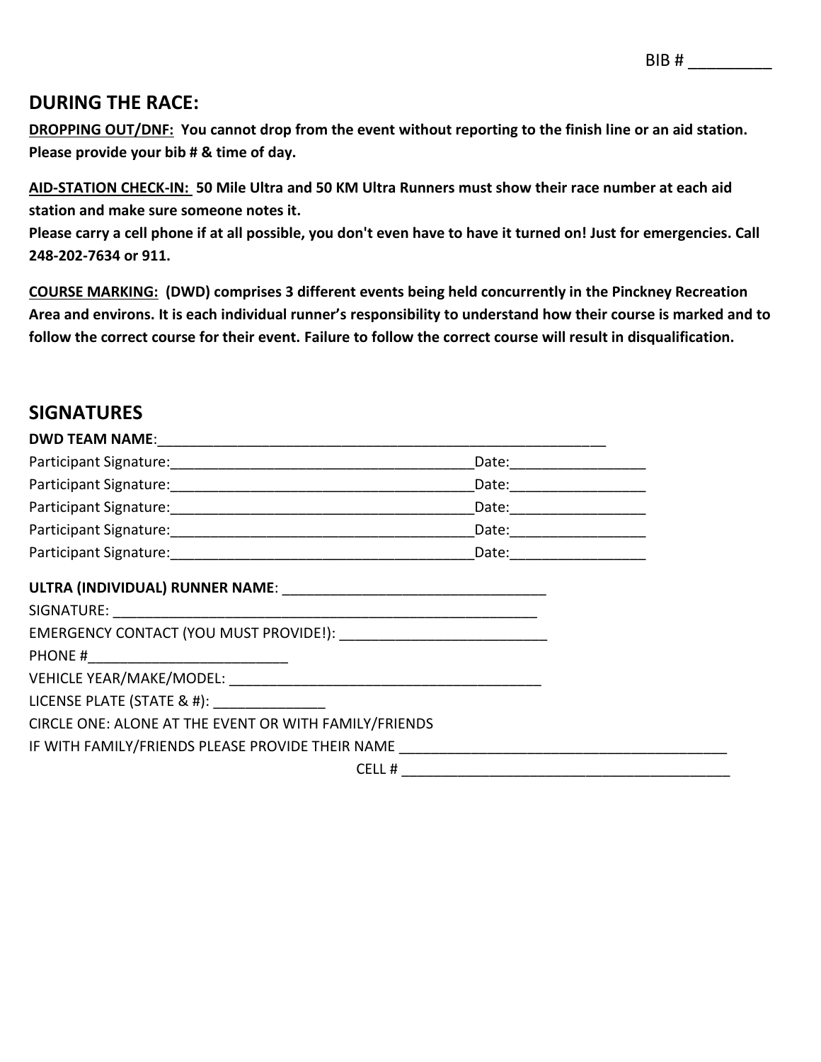BIB # _________

## DURING THE RACE:

**<u>DROPPING OUT/DNF:</u> You cannot drop from the event without reporting to the finish line or an aid station. Please provide your bib # & time of day.**

**<u>AID-STATION CHECK-IN:</u> 50 Mile Ultra and 50 KM Ultra Runners must show their race number at each aid station and make sure someone notes it.**
**Please carry a cell phone if at all possible, you don't even have to have it turned on! Just for emergencies. Call 248-202-7634 or 911.**

**<u>COURSE MARKING:</u> (DWD) comprises 3 different events being held concurrently in the Pinckney Recreation Area and environs. It is each individual runner's responsibility to understand how their course is marked and to follow the correct course for their event. Failure to follow the correct course will result in disqualification.**

## SIGNATURES

**DWD TEAM NAME**:_________________________________________________________

Participant Signature:_______________________________________Date:_________________

Participant Signature:_______________________________________Date:_________________

Participant Signature:_______________________________________Date:_________________

Participant Signature:_______________________________________Date:_________________

Participant Signature:_______________________________________Date:_________________

**ULTRA (INDIVIDUAL) RUNNER NAME**: _________________________________

SIGNATURE: ______________________________________________________

EMERGENCY CONTACT (YOU MUST PROVIDE!): __________________________

PHONE #________________________

VEHICLE YEAR/MAKE/MODEL: ________________________________________

LICENSE PLATE (STATE & #): ______________

CIRCLE ONE: ALONE AT THE EVENT OR WITH FAMILY/FRIENDS

IF WITH FAMILY/FRIENDS PLEASE PROVIDE THEIR NAME ________________________________________

CELL # ________________________________________